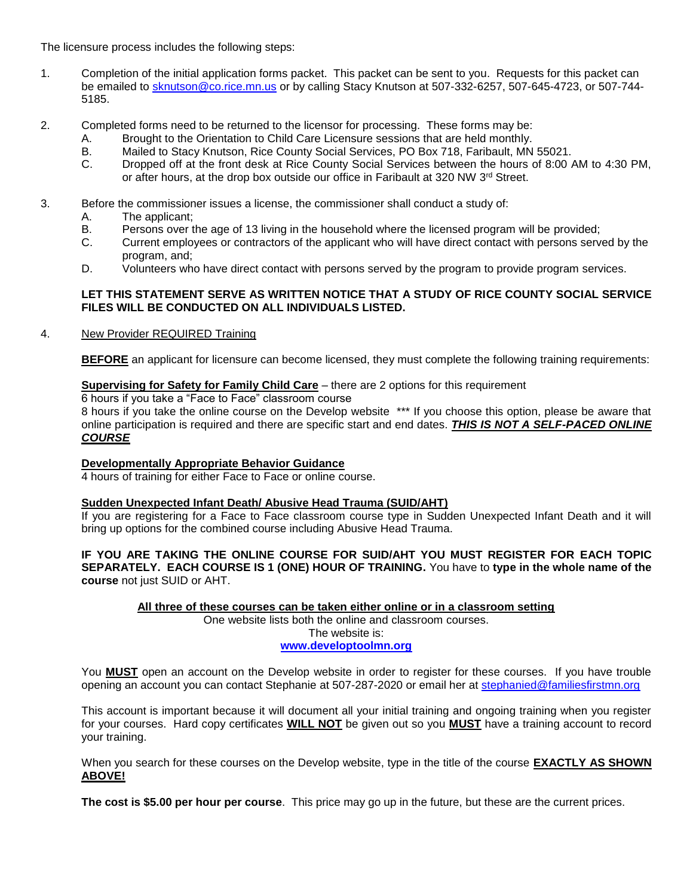The licensure process includes the following steps:

1. Completion of the initial application forms packet. This packet can be sent to you. Requests for this packet can be emailed to sknutson@co.rice.mn.us or by calling Stacy Knutson at 507-332-6257, 507-645-4723, or 507-744-5185.

2. Completed forms need to be returned to the licensor for processing. These forms may be:
   - A. Brought to the Orientation to Child Care Licensure sessions that are held monthly.
   - B. Mailed to Stacy Knutson, Rice County Social Services, PO Box 718, Faribault, MN 55021.
   - C. Dropped off at the front desk at Rice County Social Services between the hours of 8:00 AM to 4:30 PM, or after hours, at the drop box outside our office in Faribault at 320 NW 3rd Street.

3. Before the commissioner issues a license, the commissioner shall conduct a study of:
   - A. The applicant;
   - B. Persons over the age of 13 living in the household where the licensed program will be provided;
   - C. Current employees or contractors of the applicant who will have direct contact with persons served by the program, and;
   - D. Volunteers who have direct contact with persons served by the program to provide program services.

   **LET THIS STATEMENT SERVE AS WRITTEN NOTICE THAT A STUDY OF RICE COUNTY SOCIAL SERVICE FILES WILL BE CONDUCTED ON ALL INDIVIDUALS LISTED.**

4. New Provider REQUIRED Training

   **BEFORE** an applicant for licensure can become licensed, they must complete the following training requirements:

   **Supervising for Safety for Family Child Care** – there are 2 options for this requirement
   6 hours if you take a "Face to Face" classroom course
   8 hours if you take the online course on the Develop website *** If you choose this option, please be aware that online participation is required and there are specific start and end dates. ***THIS IS NOT A SELF-PACED ONLINE COURSE***

   **Developmentally Appropriate Behavior Guidance**
   4 hours of training for either Face to Face or online course.

   **Sudden Unexpected Infant Death/ Abusive Head Trauma (SUID/AHT)**
   If you are registering for a Face to Face classroom course type in Sudden Unexpected Infant Death and it will bring up options for the combined course including Abusive Head Trauma.

   **IF YOU ARE TAKING THE ONLINE COURSE FOR SUID/AHT YOU MUST REGISTER FOR EACH TOPIC SEPARATELY. EACH COURSE IS 1 (ONE) HOUR OF TRAINING.** You have to **type in the whole name of the course** not just SUID or AHT.

   **All three of these courses can be taken either online or in a classroom setting**
   One website lists both the online and classroom courses.
   The website is:
   **www.developtoolmn.org**

   You **MUST** open an account on the Develop website in order to register for these courses. If you have trouble opening an account you can contact Stephanie at 507-287-2020 or email her at stephanied@familiesfirstmn.org

   This account is important because it will document all your initial training and ongoing training when you register for your courses. Hard copy certificates **WILL NOT** be given out so you **MUST** have a training account to record your training.

   When you search for these courses on the Develop website, type in the title of the course **EXACTLY AS SHOWN ABOVE!**

   **The cost is $5.00 per hour per course**. This price may go up in the future, but these are the current prices.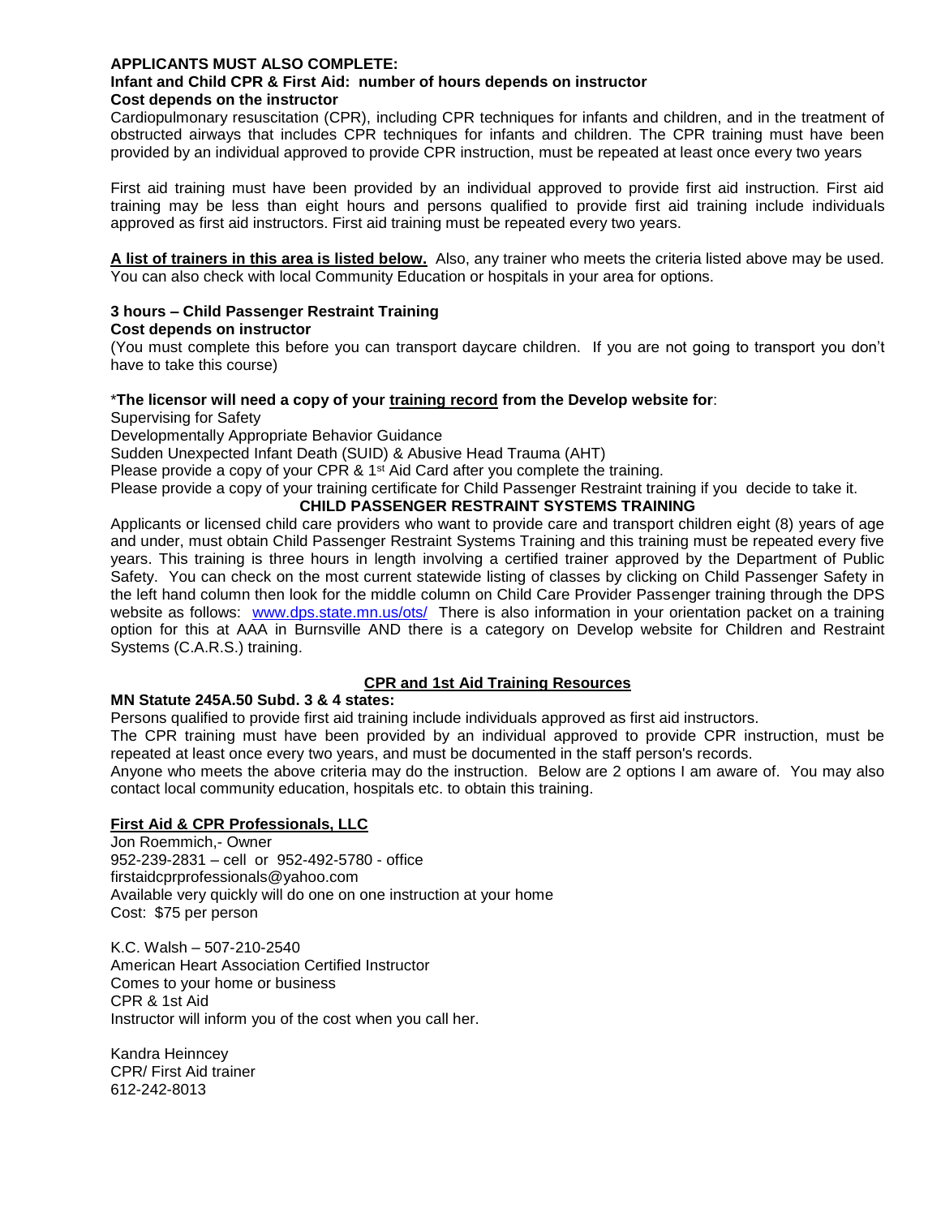**APPLICANTS MUST ALSO COMPLETE:**

**Infant and Child CPR & First Aid: number of hours depends on instructor**

**Cost depends on the instructor**

Cardiopulmonary resuscitation (CPR), including CPR techniques for infants and children, and in the treatment of obstructed airways that includes CPR techniques for infants and children. The CPR training must have been provided by an individual approved to provide CPR instruction, must be repeated at least once every two years

First aid training must have been provided by an individual approved to provide first aid instruction. First aid training may be less than eight hours and persons qualified to provide first aid training include individuals approved as first aid instructors. First aid training must be repeated every two years.

**A list of trainers in this area is listed below.** Also, any trainer who meets the criteria listed above may be used. You can also check with local Community Education or hospitals in your area for options.

**3 hours – Child Passenger Restraint Training**

**Cost depends on instructor**

(You must complete this before you can transport daycare children. If you are not going to transport you don't have to take this course)

\***The licensor will need a copy of your training record from the Develop website for**:

Supervising for Safety

Developmentally Appropriate Behavior Guidance

Sudden Unexpected Infant Death (SUID) & Abusive Head Trauma (AHT)

Please provide a copy of your CPR & 1st Aid Card after you complete the training.

Please provide a copy of your training certificate for Child Passenger Restraint training if you decide to take it.

**CHILD PASSENGER RESTRAINT SYSTEMS TRAINING**

Applicants or licensed child care providers who want to provide care and transport children eight (8) years of age and under, must obtain Child Passenger Restraint Systems Training and this training must be repeated every five years. This training is three hours in length involving a certified trainer approved by the Department of Public Safety. You can check on the most current statewide listing of classes by clicking on Child Passenger Safety in the left hand column then look for the middle column on Child Care Provider Passenger training through the DPS website as follows: www.dps.state.mn.us/ots/ There is also information in your orientation packet on a training option for this at AAA in Burnsville AND there is a category on Develop website for Children and Restraint Systems (C.A.R.S.) training.

**CPR and 1st Aid Training Resources**

**MN Statute 245A.50 Subd. 3 & 4 states:**

Persons qualified to provide first aid training include individuals approved as first aid instructors.

The CPR training must have been provided by an individual approved to provide CPR instruction, must be repeated at least once every two years, and must be documented in the staff person's records.

Anyone who meets the above criteria may do the instruction. Below are 2 options I am aware of. You may also contact local community education, hospitals etc. to obtain this training.

**First Aid & CPR Professionals, LLC**

Jon Roemmich,- Owner

952-239-2831 – cell or 952-492-5780 - office

firstaidcprprofessionals@yahoo.com

Available very quickly will do one on one instruction at your home

Cost: $75 per person

K.C. Walsh – 507-210-2540

American Heart Association Certified Instructor

Comes to your home or business

CPR & 1st Aid

Instructor will inform you of the cost when you call her.

Kandra Heinncey

CPR/ First Aid trainer

612-242-8013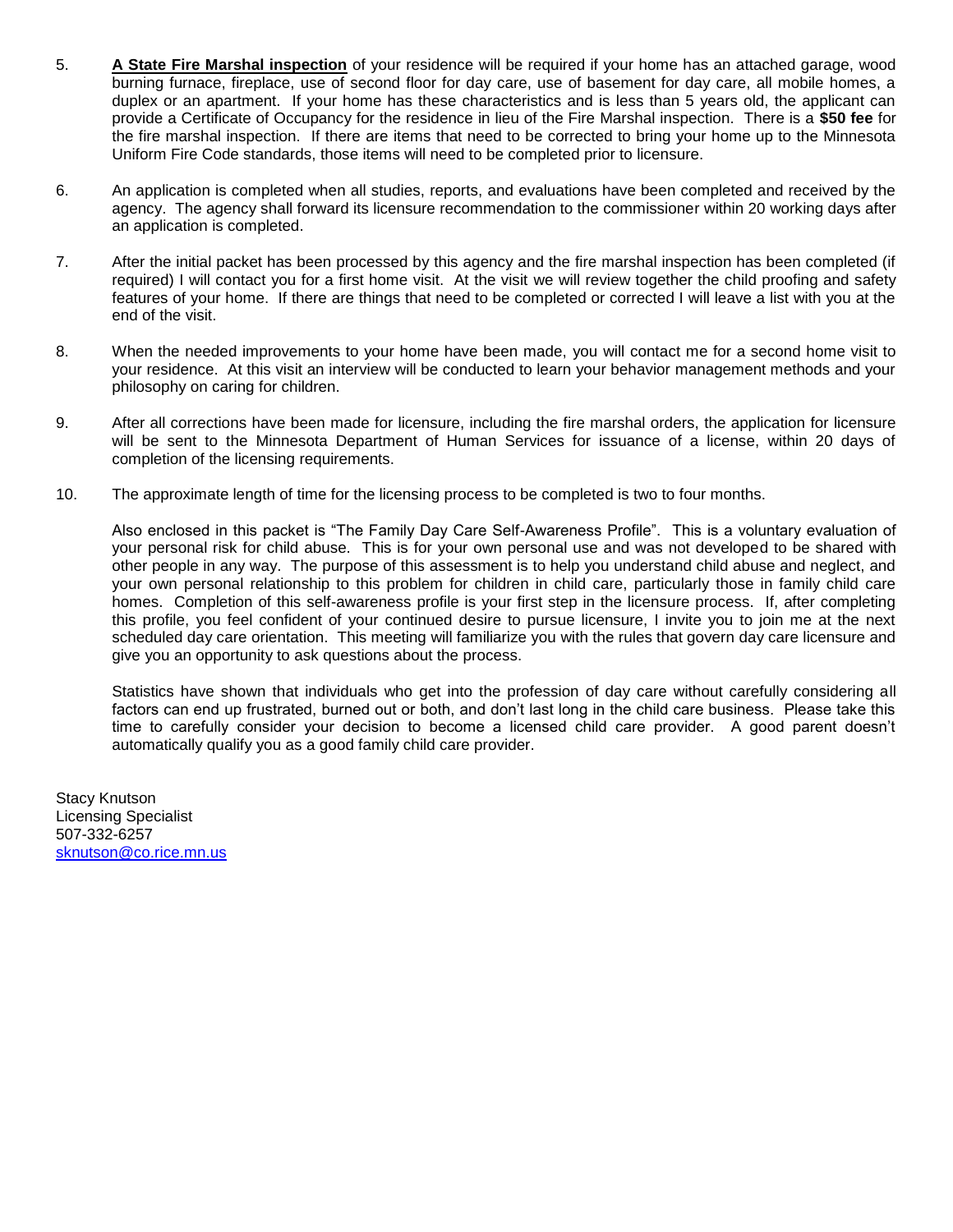5. **A State Fire Marshal inspection** of your residence will be required if your home has an attached garage, wood burning furnace, fireplace, use of second floor for day care, use of basement for day care, all mobile homes, a duplex or an apartment. If your home has these characteristics and is less than 5 years old, the applicant can provide a Certificate of Occupancy for the residence in lieu of the Fire Marshal inspection. There is a **$50 fee** for the fire marshal inspection. If there are items that need to be corrected to bring your home up to the Minnesota Uniform Fire Code standards, those items will need to be completed prior to licensure.

6. An application is completed when all studies, reports, and evaluations have been completed and received by the agency. The agency shall forward its licensure recommendation to the commissioner within 20 working days after an application is completed.

7. After the initial packet has been processed by this agency and the fire marshal inspection has been completed (if required) I will contact you for a first home visit. At the visit we will review together the child proofing and safety features of your home. If there are things that need to be completed or corrected I will leave a list with you at the end of the visit.

8. When the needed improvements to your home have been made, you will contact me for a second home visit to your residence. At this visit an interview will be conducted to learn your behavior management methods and your philosophy on caring for children.

9. After all corrections have been made for licensure, including the fire marshal orders, the application for licensure will be sent to the Minnesota Department of Human Services for issuance of a license, within 20 days of completion of the licensing requirements.

10. The approximate length of time for the licensing process to be completed is two to four months.

    Also enclosed in this packet is “The Family Day Care Self-Awareness Profile”. This is a voluntary evaluation of your personal risk for child abuse. This is for your own personal use and was not developed to be shared with other people in any way. The purpose of this assessment is to help you understand child abuse and neglect, and your own personal relationship to this problem for children in child care, particularly those in family child care homes. Completion of this self-awareness profile is your first step in the licensure process. If, after completing this profile, you feel confident of your continued desire to pursue licensure, I invite you to join me at the next scheduled day care orientation. This meeting will familiarize you with the rules that govern day care licensure and give you an opportunity to ask questions about the process.

    Statistics have shown that individuals who get into the profession of day care without carefully considering all factors can end up frustrated, burned out or both, and don’t last long in the child care business. Please take this time to carefully consider your decision to become a licensed child care provider. A good parent doesn’t automatically qualify you as a good family child care provider.

Stacy Knutson
Licensing Specialist
507-332-6257
sknutson@co.rice.mn.us